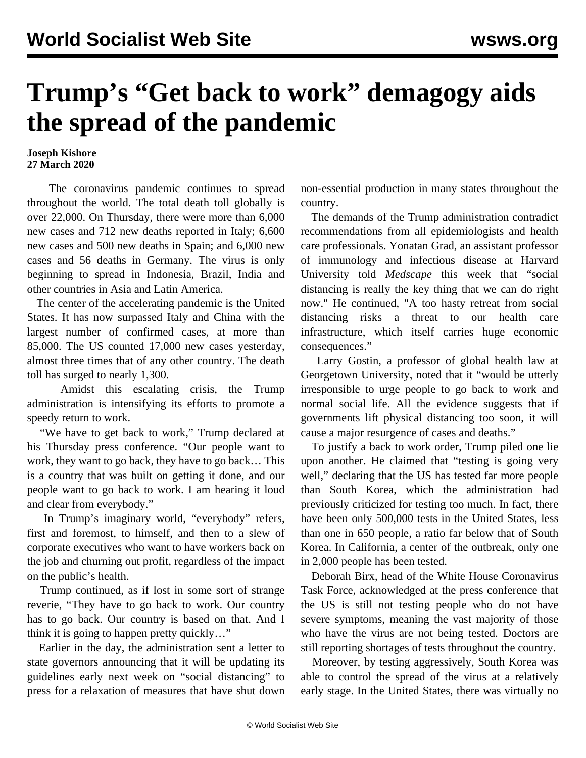# Trump's "Get back to work" demagogy aids the spread of the pandemic

**Joseph Kishore**
**27 March 2020**

The coronavirus pandemic continues to spread throughout the world. The total death toll globally is over 22,000. On Thursday, there were more than 6,000 new cases and 712 new deaths reported in Italy; 6,600 new cases and 500 new deaths in Spain; and 6,000 new cases and 56 deaths in Germany. The virus is only beginning to spread in Indonesia, Brazil, India and other countries in Asia and Latin America.

The center of the accelerating pandemic is the United States. It has now surpassed Italy and China with the largest number of confirmed cases, at more than 85,000. The US counted 17,000 new cases yesterday, almost three times that of any other country. The death toll has surged to nearly 1,300.

Amidst this escalating crisis, the Trump administration is intensifying its efforts to promote a speedy return to work.

"We have to get back to work," Trump declared at his Thursday press conference. "Our people want to work, they want to go back, they have to go back… This is a country that was built on getting it done, and our people want to go back to work. I am hearing it loud and clear from everybody."

In Trump's imaginary world, "everybody" refers, first and foremost, to himself, and then to a slew of corporate executives who want to have workers back on the job and churning out profit, regardless of the impact on the public's health.

Trump continued, as if lost in some sort of strange reverie, "They have to go back to work. Our country has to go back. Our country is based on that. And I think it is going to happen pretty quickly…"

Earlier in the day, the administration sent a letter to state governors announcing that it will be updating its guidelines early next week on "social distancing" to press for a relaxation of measures that have shut down non-essential production in many states throughout the country.

The demands of the Trump administration contradict recommendations from all epidemiologists and health care professionals. Yonatan Grad, an assistant professor of immunology and infectious disease at Harvard University told *Medscape* this week that "social distancing is really the key thing that we can do right now." He continued, "A too hasty retreat from social distancing risks a threat to our health care infrastructure, which itself carries huge economic consequences."

Larry Gostin, a professor of global health law at Georgetown University, noted that it "would be utterly irresponsible to urge people to go back to work and normal social life. All the evidence suggests that if governments lift physical distancing too soon, it will cause a major resurgence of cases and deaths."

To justify a back to work order, Trump piled one lie upon another. He claimed that "testing is going very well," declaring that the US has tested far more people than South Korea, which the administration had previously criticized for testing too much. In fact, there have been only 500,000 tests in the United States, less than one in 650 people, a ratio far below that of South Korea. In California, a center of the outbreak, only one in 2,000 people has been tested.

Deborah Birx, head of the White House Coronavirus Task Force, acknowledged at the press conference that the US is still not testing people who do not have severe symptoms, meaning the vast majority of those who have the virus are not being tested. Doctors are still reporting shortages of tests throughout the country.

Moreover, by testing aggressively, South Korea was able to control the spread of the virus at a relatively early stage. In the United States, there was virtually no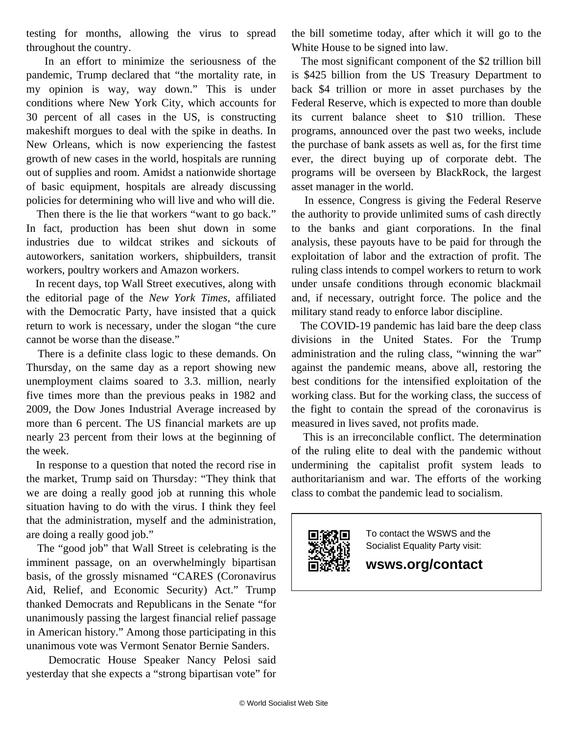testing for months, allowing the virus to spread throughout the country.

In an effort to minimize the seriousness of the pandemic, Trump declared that "the mortality rate, in my opinion is way, way down." This is under conditions where New York City, which accounts for 30 percent of all cases in the US, is constructing makeshift morgues to deal with the spike in deaths. In New Orleans, which is now experiencing the fastest growth of new cases in the world, hospitals are running out of supplies and room. Amidst a nationwide shortage of basic equipment, hospitals are already discussing policies for determining who will live and who will die.

Then there is the lie that workers "want to go back." In fact, production has been shut down in some industries due to wildcat strikes and sickouts of autoworkers, sanitation workers, shipbuilders, transit workers, poultry workers and Amazon workers.

In recent days, top Wall Street executives, along with the editorial page of the *New York Times*, affiliated with the Democratic Party, have insisted that a quick return to work is necessary, under the slogan "the cure cannot be worse than the disease."

There is a definite class logic to these demands. On Thursday, on the same day as a report showing new unemployment claims soared to 3.3. million, nearly five times more than the previous peaks in 1982 and 2009, the Dow Jones Industrial Average increased by more than 6 percent. The US financial markets are up nearly 23 percent from their lows at the beginning of the week.

In response to a question that noted the record rise in the market, Trump said on Thursday: "They think that we are doing a really good job at running this whole situation having to do with the virus. I think they feel that the administration, myself and the administration, are doing a really good job."

The "good job" that Wall Street is celebrating is the imminent passage, on an overwhelmingly bipartisan basis, of the grossly misnamed "CARES (Coronavirus Aid, Relief, and Economic Security) Act." Trump thanked Democrats and Republicans in the Senate "for unanimously passing the largest financial relief passage in American history." Among those participating in this unanimous vote was Vermont Senator Bernie Sanders.

Democratic House Speaker Nancy Pelosi said yesterday that she expects a "strong bipartisan vote" for the bill sometime today, after which it will go to the White House to be signed into law.

The most significant component of the $2 trillion bill is $425 billion from the US Treasury Department to back $4 trillion or more in asset purchases by the Federal Reserve, which is expected to more than double its current balance sheet to $10 trillion. These programs, announced over the past two weeks, include the purchase of bank assets as well as, for the first time ever, the direct buying up of corporate debt. The programs will be overseen by BlackRock, the largest asset manager in the world.

In essence, Congress is giving the Federal Reserve the authority to provide unlimited sums of cash directly to the banks and giant corporations. In the final analysis, these payouts have to be paid for through the exploitation of labor and the extraction of profit. The ruling class intends to compel workers to return to work under unsafe conditions through economic blackmail and, if necessary, outright force. The police and the military stand ready to enforce labor discipline.

The COVID-19 pandemic has laid bare the deep class divisions in the United States. For the Trump administration and the ruling class, "winning the war" against the pandemic means, above all, restoring the best conditions for the intensified exploitation of the working class. But for the working class, the success of the fight to contain the spread of the coronavirus is measured in lives saved, not profits made.

This is an irreconcilable conflict. The determination of the ruling elite to deal with the pandemic without undermining the capitalist profit system leads to authoritarianism and war. The efforts of the working class to combat the pandemic lead to socialism.

To contact the WSWS and the Socialist Equality Party visit:

**wsws.org/contact**